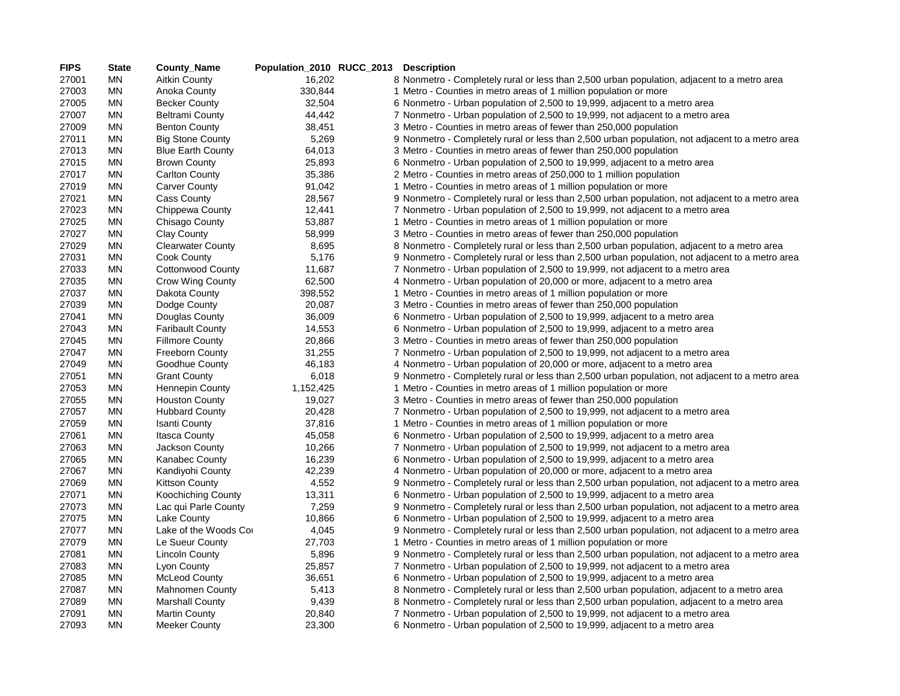| FIPS | State | County_Name | Population_2010 | RUCC_2013 | Description |
|---|---|---|---|---|---|
| 27001 | MN | Aitkin County | 16,202 | 8 | Nonmetro - Completely rural or less than 2,500 urban population, adjacent to a metro area |
| 27003 | MN | Anoka County | 330,844 | 1 | Metro - Counties in metro areas of 1 million population or more |
| 27005 | MN | Becker County | 32,504 | 6 | Nonmetro - Urban population of 2,500 to 19,999, adjacent to a metro area |
| 27007 | MN | Beltrami County | 44,442 | 7 | Nonmetro - Urban population of 2,500 to 19,999, not adjacent to a metro area |
| 27009 | MN | Benton County | 38,451 | 3 | Metro - Counties in metro areas of fewer than 250,000 population |
| 27011 | MN | Big Stone County | 5,269 | 9 | Nonmetro - Completely rural or less than 2,500 urban population, not adjacent to a metro area |
| 27013 | MN | Blue Earth County | 64,013 | 3 | Metro - Counties in metro areas of fewer than 250,000 population |
| 27015 | MN | Brown County | 25,893 | 6 | Nonmetro - Urban population of 2,500 to 19,999, adjacent to a metro area |
| 27017 | MN | Carlton County | 35,386 | 2 | Metro - Counties in metro areas of 250,000 to 1 million population |
| 27019 | MN | Carver County | 91,042 | 1 | Metro - Counties in metro areas of 1 million population or more |
| 27021 | MN | Cass County | 28,567 | 9 | Nonmetro - Completely rural or less than 2,500 urban population, not adjacent to a metro area |
| 27023 | MN | Chippewa County | 12,441 | 7 | Nonmetro - Urban population of 2,500 to 19,999, not adjacent to a metro area |
| 27025 | MN | Chisago County | 53,887 | 1 | Metro - Counties in metro areas of 1 million population or more |
| 27027 | MN | Clay County | 58,999 | 3 | Metro - Counties in metro areas of fewer than 250,000 population |
| 27029 | MN | Clearwater County | 8,695 | 8 | Nonmetro - Completely rural or less than 2,500 urban population, adjacent to a metro area |
| 27031 | MN | Cook County | 5,176 | 9 | Nonmetro - Completely rural or less than 2,500 urban population, not adjacent to a metro area |
| 27033 | MN | Cottonwood County | 11,687 | 7 | Nonmetro - Urban population of 2,500 to 19,999, not adjacent to a metro area |
| 27035 | MN | Crow Wing County | 62,500 | 4 | Nonmetro - Urban population of 20,000 or more, adjacent to a metro area |
| 27037 | MN | Dakota County | 398,552 | 1 | Metro - Counties in metro areas of 1 million population or more |
| 27039 | MN | Dodge County | 20,087 | 3 | Metro - Counties in metro areas of fewer than 250,000 population |
| 27041 | MN | Douglas County | 36,009 | 6 | Nonmetro - Urban population of 2,500 to 19,999, adjacent to a metro area |
| 27043 | MN | Faribault County | 14,553 | 6 | Nonmetro - Urban population of 2,500 to 19,999, adjacent to a metro area |
| 27045 | MN | Fillmore County | 20,866 | 3 | Metro - Counties in metro areas of fewer than 250,000 population |
| 27047 | MN | Freeborn County | 31,255 | 7 | Nonmetro - Urban population of 2,500 to 19,999, not adjacent to a metro area |
| 27049 | MN | Goodhue County | 46,183 | 4 | Nonmetro - Urban population of 20,000 or more, adjacent to a metro area |
| 27051 | MN | Grant County | 6,018 | 9 | Nonmetro - Completely rural or less than 2,500 urban population, not adjacent to a metro area |
| 27053 | MN | Hennepin County | 1,152,425 | 1 | Metro - Counties in metro areas of 1 million population or more |
| 27055 | MN | Houston County | 19,027 | 3 | Metro - Counties in metro areas of fewer than 250,000 population |
| 27057 | MN | Hubbard County | 20,428 | 7 | Nonmetro - Urban population of 2,500 to 19,999, not adjacent to a metro area |
| 27059 | MN | Isanti County | 37,816 | 1 | Metro - Counties in metro areas of 1 million population or more |
| 27061 | MN | Itasca County | 45,058 | 6 | Nonmetro - Urban population of 2,500 to 19,999, adjacent to a metro area |
| 27063 | MN | Jackson County | 10,266 | 7 | Nonmetro - Urban population of 2,500 to 19,999, not adjacent to a metro area |
| 27065 | MN | Kanabec County | 16,239 | 6 | Nonmetro - Urban population of 2,500 to 19,999, adjacent to a metro area |
| 27067 | MN | Kandiyohi County | 42,239 | 4 | Nonmetro - Urban population of 20,000 or more, adjacent to a metro area |
| 27069 | MN | Kittson County | 4,552 | 9 | Nonmetro - Completely rural or less than 2,500 urban population, not adjacent to a metro area |
| 27071 | MN | Koochiching County | 13,311 | 6 | Nonmetro - Urban population of 2,500 to 19,999, adjacent to a metro area |
| 27073 | MN | Lac qui Parle County | 7,259 | 9 | Nonmetro - Completely rural or less than 2,500 urban population, not adjacent to a metro area |
| 27075 | MN | Lake County | 10,866 | 6 | Nonmetro - Urban population of 2,500 to 19,999, adjacent to a metro area |
| 27077 | MN | Lake of the Woods Co | 4,045 | 9 | Nonmetro - Completely rural or less than 2,500 urban population, not adjacent to a metro area |
| 27079 | MN | Le Sueur County | 27,703 | 1 | Metro - Counties in metro areas of 1 million population or more |
| 27081 | MN | Lincoln County | 5,896 | 9 | Nonmetro - Completely rural or less than 2,500 urban population, not adjacent to a metro area |
| 27083 | MN | Lyon County | 25,857 | 7 | Nonmetro - Urban population of 2,500 to 19,999, not adjacent to a metro area |
| 27085 | MN | McLeod County | 36,651 | 6 | Nonmetro - Urban population of 2,500 to 19,999, adjacent to a metro area |
| 27087 | MN | Mahnomen County | 5,413 | 8 | Nonmetro - Completely rural or less than 2,500 urban population, adjacent to a metro area |
| 27089 | MN | Marshall County | 9,439 | 8 | Nonmetro - Completely rural or less than 2,500 urban population, adjacent to a metro area |
| 27091 | MN | Martin County | 20,840 | 7 | Nonmetro - Urban population of 2,500 to 19,999, not adjacent to a metro area |
| 27093 | MN | Meeker County | 23,300 | 6 | Nonmetro - Urban population of 2,500 to 19,999, adjacent to a metro area |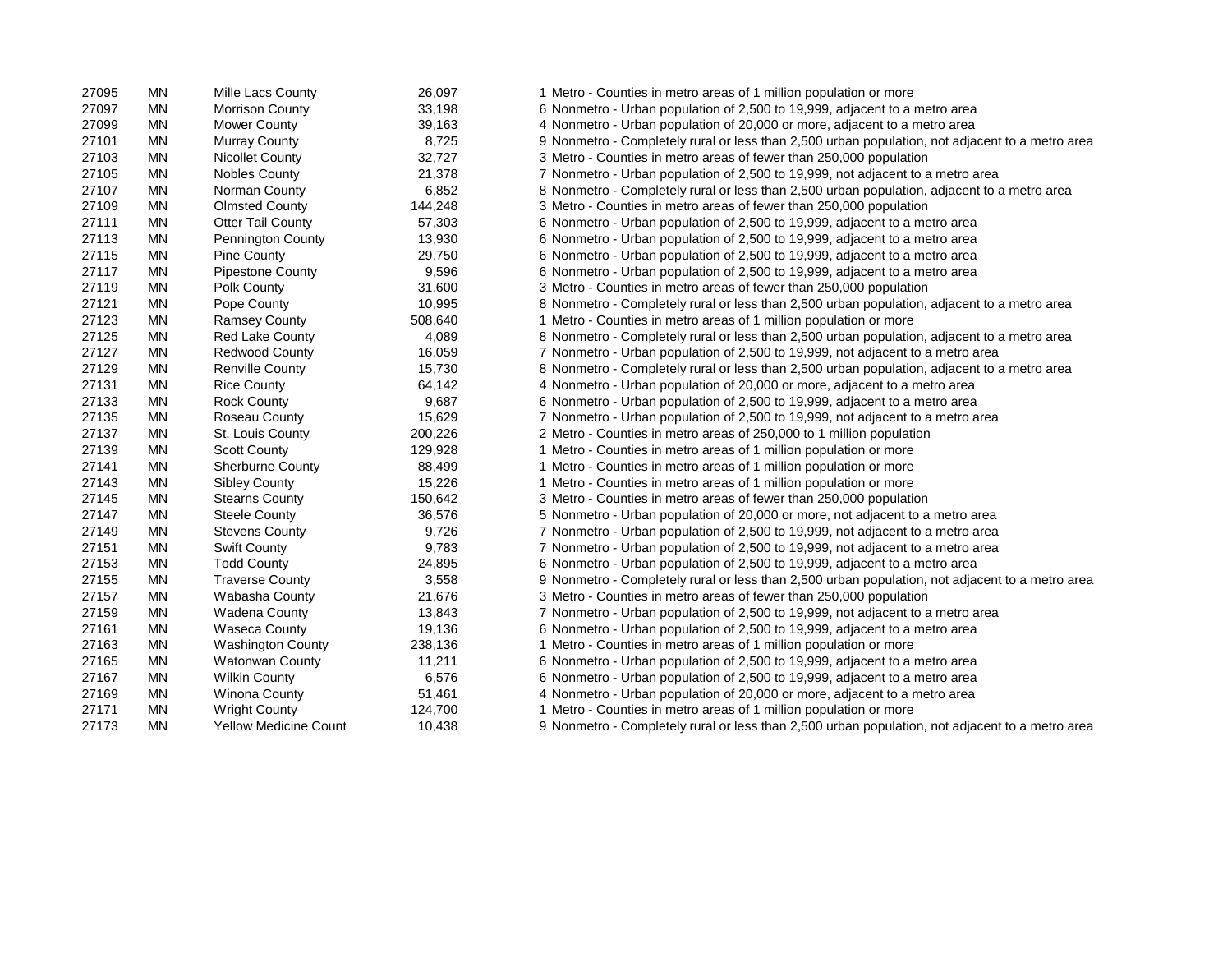| | | | | | |
|---|---|---|---|---|---|
| 27095 | MN | Mille Lacs County | 26,097 | 1 | Metro - Counties in metro areas of 1 million population or more |
| 27097 | MN | Morrison County | 33,198 | 6 | Nonmetro - Urban population of 2,500 to 19,999, adjacent to a metro area |
| 27099 | MN | Mower County | 39,163 | 4 | Nonmetro - Urban population of 20,000 or more, adjacent to a metro area |
| 27101 | MN | Murray County | 8,725 | 9 | Nonmetro - Completely rural or less than 2,500 urban population, not adjacent to a metro area |
| 27103 | MN | Nicollet County | 32,727 | 3 | Metro - Counties in metro areas of fewer than 250,000 population |
| 27105 | MN | Nobles County | 21,378 | 7 | Nonmetro - Urban population of 2,500 to 19,999, not adjacent to a metro area |
| 27107 | MN | Norman County | 6,852 | 8 | Nonmetro - Completely rural or less than 2,500 urban population, adjacent to a metro area |
| 27109 | MN | Olmsted County | 144,248 | 3 | Metro - Counties in metro areas of fewer than 250,000 population |
| 27111 | MN | Otter Tail County | 57,303 | 6 | Nonmetro - Urban population of 2,500 to 19,999, adjacent to a metro area |
| 27113 | MN | Pennington County | 13,930 | 6 | Nonmetro - Urban population of 2,500 to 19,999, adjacent to a metro area |
| 27115 | MN | Pine County | 29,750 | 6 | Nonmetro - Urban population of 2,500 to 19,999, adjacent to a metro area |
| 27117 | MN | Pipestone County | 9,596 | 6 | Nonmetro - Urban population of 2,500 to 19,999, adjacent to a metro area |
| 27119 | MN | Polk County | 31,600 | 3 | Metro - Counties in metro areas of fewer than 250,000 population |
| 27121 | MN | Pope County | 10,995 | 8 | Nonmetro - Completely rural or less than 2,500 urban population, adjacent to a metro area |
| 27123 | MN | Ramsey County | 508,640 | 1 | Metro - Counties in metro areas of 1 million population or more |
| 27125 | MN | Red Lake County | 4,089 | 8 | Nonmetro - Completely rural or less than 2,500 urban population, adjacent to a metro area |
| 27127 | MN | Redwood County | 16,059 | 7 | Nonmetro - Urban population of 2,500 to 19,999, not adjacent to a metro area |
| 27129 | MN | Renville County | 15,730 | 8 | Nonmetro - Completely rural or less than 2,500 urban population, adjacent to a metro area |
| 27131 | MN | Rice County | 64,142 | 4 | Nonmetro - Urban population of 20,000 or more, adjacent to a metro area |
| 27133 | MN | Rock County | 9,687 | 6 | Nonmetro - Urban population of 2,500 to 19,999, adjacent to a metro area |
| 27135 | MN | Roseau County | 15,629 | 7 | Nonmetro - Urban population of 2,500 to 19,999, not adjacent to a metro area |
| 27137 | MN | St. Louis County | 200,226 | 2 | Metro - Counties in metro areas of 250,000 to 1 million population |
| 27139 | MN | Scott County | 129,928 | 1 | Metro - Counties in metro areas of 1 million population or more |
| 27141 | MN | Sherburne County | 88,499 | 1 | Metro - Counties in metro areas of 1 million population or more |
| 27143 | MN | Sibley County | 15,226 | 1 | Metro - Counties in metro areas of 1 million population or more |
| 27145 | MN | Stearns County | 150,642 | 3 | Metro - Counties in metro areas of fewer than 250,000 population |
| 27147 | MN | Steele County | 36,576 | 5 | Nonmetro - Urban population of 20,000 or more, not adjacent to a metro area |
| 27149 | MN | Stevens County | 9,726 | 7 | Nonmetro - Urban population of 2,500 to 19,999, not adjacent to a metro area |
| 27151 | MN | Swift County | 9,783 | 7 | Nonmetro - Urban population of 2,500 to 19,999, not adjacent to a metro area |
| 27153 | MN | Todd County | 24,895 | 6 | Nonmetro - Urban population of 2,500 to 19,999, adjacent to a metro area |
| 27155 | MN | Traverse County | 3,558 | 9 | Nonmetro - Completely rural or less than 2,500 urban population, not adjacent to a metro area |
| 27157 | MN | Wabasha County | 21,676 | 3 | Metro - Counties in metro areas of fewer than 250,000 population |
| 27159 | MN | Wadena County | 13,843 | 7 | Nonmetro - Urban population of 2,500 to 19,999, not adjacent to a metro area |
| 27161 | MN | Waseca County | 19,136 | 6 | Nonmetro - Urban population of 2,500 to 19,999, adjacent to a metro area |
| 27163 | MN | Washington County | 238,136 | 1 | Metro - Counties in metro areas of 1 million population or more |
| 27165 | MN | Watonwan County | 11,211 | 6 | Nonmetro - Urban population of 2,500 to 19,999, adjacent to a metro area |
| 27167 | MN | Wilkin County | 6,576 | 6 | Nonmetro - Urban population of 2,500 to 19,999, adjacent to a metro area |
| 27169 | MN | Winona County | 51,461 | 4 | Nonmetro - Urban population of 20,000 or more, adjacent to a metro area |
| 27171 | MN | Wright County | 124,700 | 1 | Metro - Counties in metro areas of 1 million population or more |
| 27173 | MN | Yellow Medicine Count | 10,438 | 9 | Nonmetro - Completely rural or less than 2,500 urban population, not adjacent to a metro area |